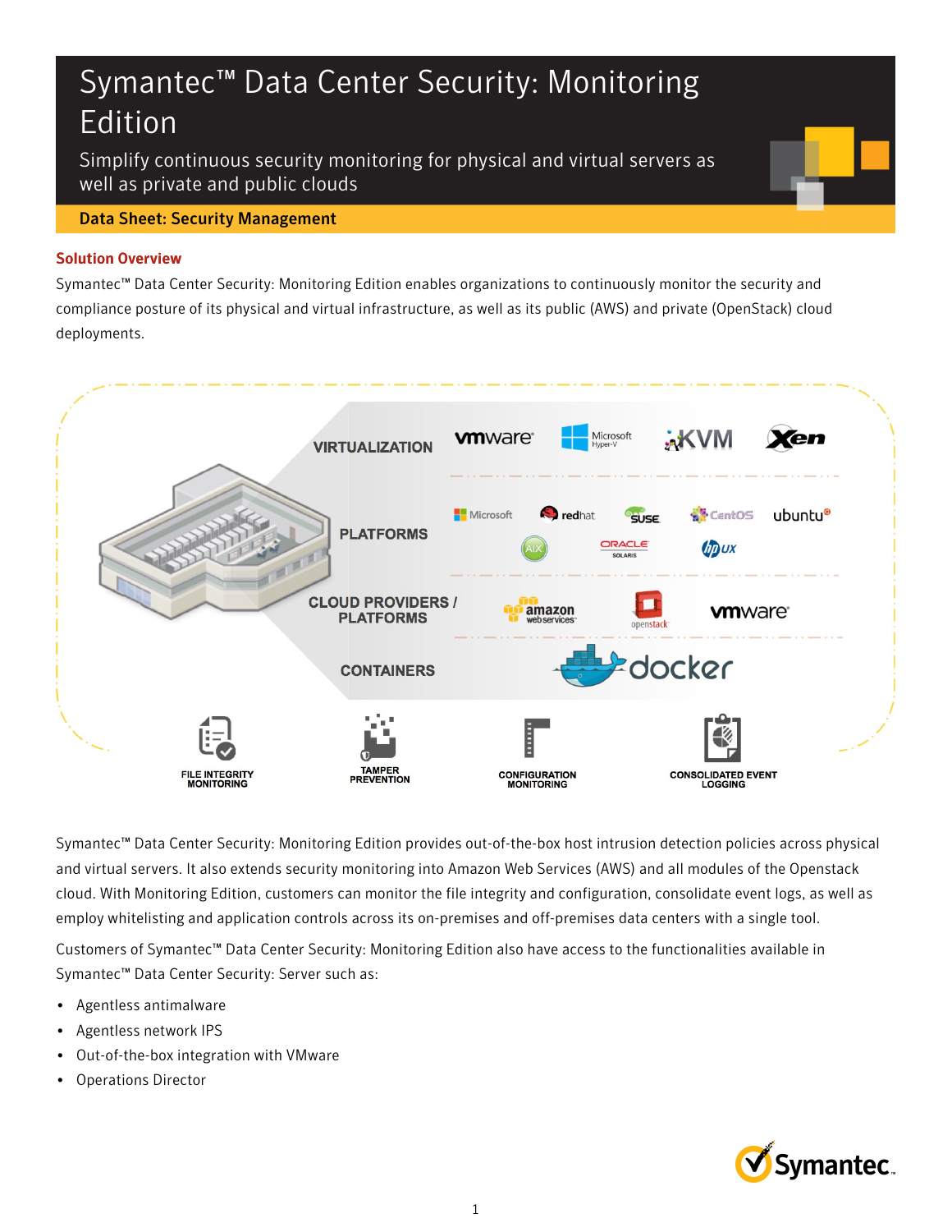# Symantec™ Data Center Security: Monitoring Edition

Simplify continuous security monitoring for physical and virtual servers as well as private and public clouds

**Data Sheet: Security Management**

## Solution Overview

Symantec™ Data Center Security: Monitoring Edition enables organizations to continuously monitor the security and compliance posture of its physical and virtual infrastructure, as well as its public (AWS) and private (OpenStack) cloud deployments.

VIRTUALIZATION — vmware, Microsoft Hyper-V, KVM, Xen

PLATFORMS — Microsoft, redhat, SUSE, CentOS, ubuntu, AIX, ORACLE SOLARIS, hp UX

CLOUD PROVIDERS / PLATFORMS — amazon web services, openstack, vmware

CONTAINERS — docker

FILE INTEGRITY MONITORING | TAMPER PREVENTION | CONFIGURATION MONITORING | CONSOLIDATED EVENT LOGGING

Symantec™ Data Center Security: Monitoring Edition provides out-of-the-box host intrusion detection policies across physical and virtual servers. It also extends security monitoring into Amazon Web Services (AWS) and all modules of the Openstack cloud. With Monitoring Edition, customers can monitor the file integrity and configuration, consolidate event logs, as well as employ whitelisting and application controls across its on-premises and off-premises data centers with a single tool.

Customers of Symantec™ Data Center Security: Monitoring Edition also have access to the functionalities available in Symantec™ Data Center Security: Server such as:

- Agentless antimalware
- Agentless network IPS
- Out-of-the-box integration with VMware
- Operations Director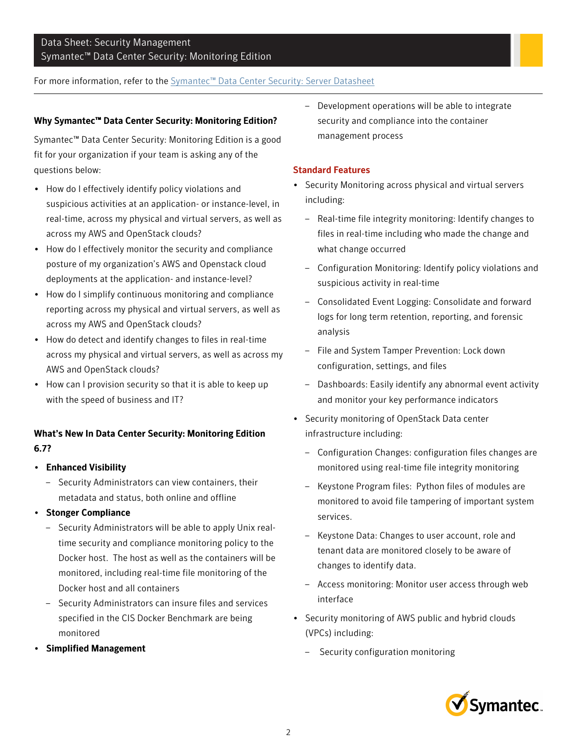For more information, refer to the [Symantec™ Data Center Security: Server Datasheet]

### Why Symantec™ Data Center Security: Monitoring Edition?

Symantec™ Data Center Security: Monitoring Edition is a good fit for your organization if your team is asking any of the questions below:

- How do I effectively identify policy violations and suspicious activities at an application- or instance-level, in real-time, across my physical and virtual servers, as well as across my AWS and OpenStack clouds?
- How do I effectively monitor the security and compliance posture of my organization's AWS and Openstack cloud deployments at the application- and instance-level?
- How do I simplify continuous monitoring and compliance reporting across my physical and virtual servers, as well as across my AWS and OpenStack clouds?
- How do detect and identify changes to files in real-time across my physical and virtual servers, as well as across my AWS and OpenStack clouds?
- How can I provision security so that it is able to keep up with the speed of business and IT?

### What's New In Data Center Security: Monitoring Edition 6.7?

- **Enhanced Visibility**
  - Security Administrators can view containers, their metadata and status, both online and offline
- **Stonger Compliance**
  - Security Administrators will be able to apply Unix real-time security and compliance monitoring policy to the Docker host. The host as well as the containers will be monitored, including real-time file monitoring of the Docker host and all containers
  - Security Administrators can insure files and services specified in the CIS Docker Benchmark are being monitored
- **Simplified Management**
  - Development operations will be able to integrate security and compliance into the container management process

### Standard Features

- Security Monitoring across physical and virtual servers including:
  - Real-time file integrity monitoring: Identify changes to files in real-time including who made the change and what change occurred
  - Configuration Monitoring: Identify policy violations and suspicious activity in real-time
  - Consolidated Event Logging: Consolidate and forward logs for long term retention, reporting, and forensic analysis
  - File and System Tamper Prevention: Lock down configuration, settings, and files
  - Dashboards: Easily identify any abnormal event activity and monitor your key performance indicators
- Security monitoring of OpenStack Data center infrastructure including:
  - Configuration Changes: configuration files changes are monitored using real-time file integrity monitoring
  - Keystone Program files: Python files of modules are monitored to avoid file tampering of important system services.
  - Keystone Data: Changes to user account, role and tenant data are monitored closely to be aware of changes to identify data.
  - Access monitoring: Monitor user access through web interface
- Security monitoring of AWS public and hybrid clouds (VPCs) including:
  - Security configuration monitoring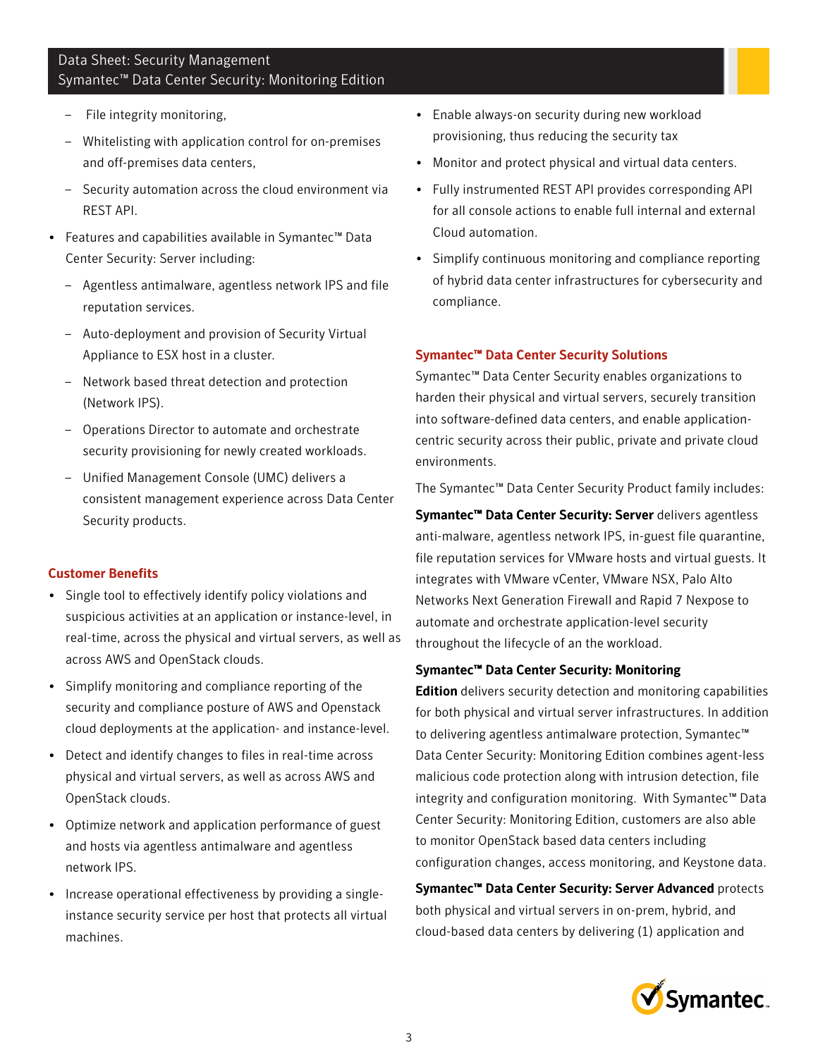- File integrity monitoring,
  - Whitelisting with application control for on-premises and off-premises data centers,
  - Security automation across the cloud environment via REST API.
- Features and capabilities available in Symantec™ Data Center Security: Server including:
  - Agentless antimalware, agentless network IPS and file reputation services.
  - Auto-deployment and provision of Security Virtual Appliance to ESX host in a cluster.
  - Network based threat detection and protection (Network IPS).
  - Operations Director to automate and orchestrate security provisioning for newly created workloads.
  - Unified Management Console (UMC) delivers a consistent management experience across Data Center Security products.

## Customer Benefits

- Single tool to effectively identify policy violations and suspicious activities at an application or instance-level, in real-time, across the physical and virtual servers, as well as across AWS and OpenStack clouds.
- Simplify monitoring and compliance reporting of the security and compliance posture of AWS and Openstack cloud deployments at the application- and instance-level.
- Detect and identify changes to files in real-time across physical and virtual servers, as well as across AWS and OpenStack clouds.
- Optimize network and application performance of guest and hosts via agentless antimalware and agentless network IPS.
- Increase operational effectiveness by providing a single-instance security service per host that protects all virtual machines.
- Enable always-on security during new workload provisioning, thus reducing the security tax
- Monitor and protect physical and virtual data centers.
- Fully instrumented REST API provides corresponding API for all console actions to enable full internal and external Cloud automation.
- Simplify continuous monitoring and compliance reporting of hybrid data center infrastructures for cybersecurity and compliance.

## Symantec™ Data Center Security Solutions

Symantec™ Data Center Security enables organizations to harden their physical and virtual servers, securely transition into software-defined data centers, and enable application-centric security across their public, private and private cloud environments.

The Symantec™ Data Center Security Product family includes:

**Symantec™ Data Center Security: Server** delivers agentless anti-malware, agentless network IPS, in-guest file quarantine, file reputation services for VMware hosts and virtual guests. It integrates with VMware vCenter, VMware NSX, Palo Alto Networks Next Generation Firewall and Rapid 7 Nexpose to automate and orchestrate application-level security throughout the lifecycle of an the workload.

**Symantec™ Data Center Security: Monitoring Edition** delivers security detection and monitoring capabilities for both physical and virtual server infrastructures. In addition to delivering agentless antimalware protection, Symantec™ Data Center Security: Monitoring Edition combines agent-less malicious code protection along with intrusion detection, file integrity and configuration monitoring. With Symantec™ Data Center Security: Monitoring Edition, customers are also able to monitor OpenStack based data centers including configuration changes, access monitoring, and Keystone data.

**Symantec™ Data Center Security: Server Advanced** protects both physical and virtual servers in on-prem, hybrid, and cloud-based data centers by delivering (1) application and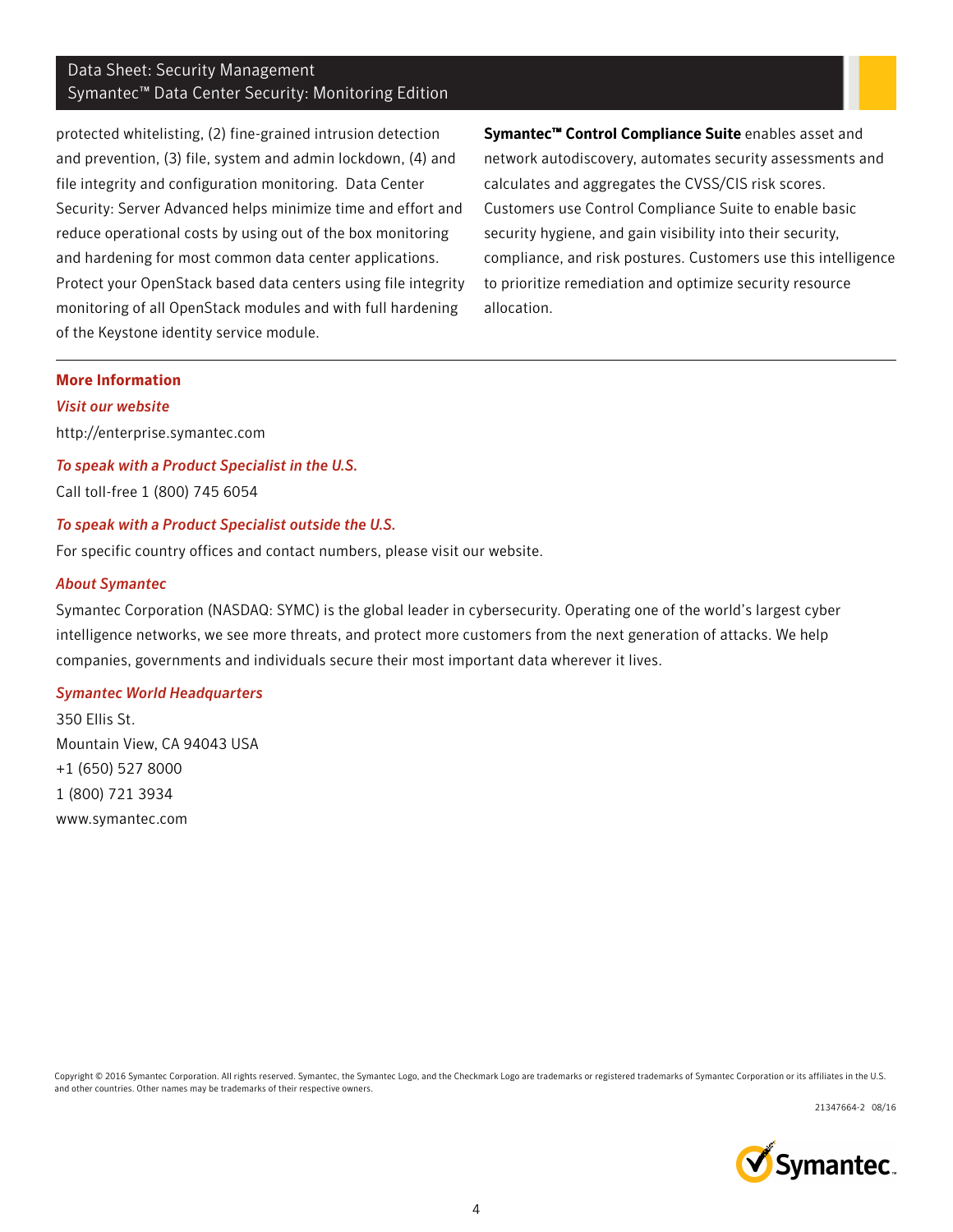protected whitelisting, (2) fine-grained intrusion detection and prevention, (3) file, system and admin lockdown, (4) and file integrity and configuration monitoring. Data Center Security: Server Advanced helps minimize time and effort and reduce operational costs by using out of the box monitoring and hardening for most common data center applications. Protect your OpenStack based data centers using file integrity monitoring of all OpenStack modules and with full hardening of the Keystone identity service module.

**Symantec™ Control Compliance Suite** enables asset and network autodiscovery, automates security assessments and calculates and aggregates the CVSS/CIS risk scores. Customers use Control Compliance Suite to enable basic security hygiene, and gain visibility into their security, compliance, and risk postures. Customers use this intelligence to prioritize remediation and optimize security resource allocation.

---

## More Information

***Visit our website***

http://enterprise.symantec.com

***To speak with a Product Specialist in the U.S.***

Call toll-free 1 (800) 745 6054

***To speak with a Product Specialist outside the U.S.***

For specific country offices and contact numbers, please visit our website.

***About Symantec***

Symantec Corporation (NASDAQ: SYMC) is the global leader in cybersecurity. Operating one of the world's largest cyber intelligence networks, we see more threats, and protect more customers from the next generation of attacks. We help companies, governments and individuals secure their most important data wherever it lives.

***Symantec World Headquarters***

350 Ellis St.
Mountain View, CA 94043 USA
+1 (650) 527 8000
1 (800) 721 3934
www.symantec.com

Copyright © 2016 Symantec Corporation. All rights reserved. Symantec, the Symantec Logo, and the Checkmark Logo are trademarks or registered trademarks of Symantec Corporation or its affiliates in the U.S. and other countries. Other names may be trademarks of their respective owners.

21347664-2 08/16